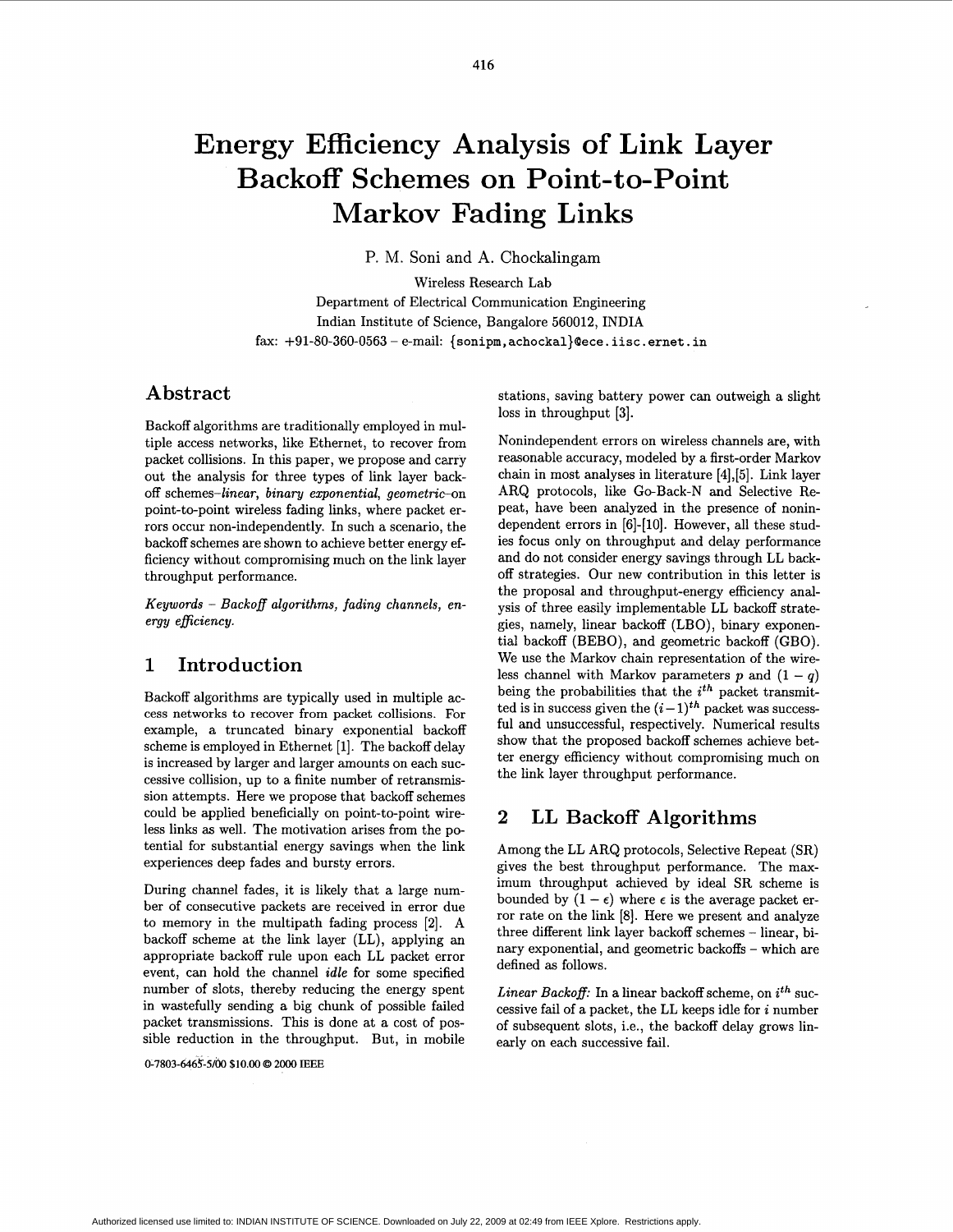# Energy Efficiency Analysis of Link Layer Backoff Schemes on Point-to-Point Markov Fading Links

P. M. Soni and A. Chockalingam

Wireless Research Lab
Department of Electrical Communication Engineering
Indian Institute of Science, Bangalore 560012, INDIA
fax: +91-80-360-0563 – e-mail: {sonipm,achockal}@ece.iisc.ernet.in

## Abstract

Backoff algorithms are traditionally employed in multiple access networks, like Ethernet, to recover from packet collisions. In this paper, we propose and carry out the analysis for three types of link layer backoff schemes–*linear, binary exponential, geometric*–on point-to-point wireless fading links, where packet errors occur non-independently. In such a scenario, the backoff schemes are shown to achieve better energy efficiency without compromising much on the link layer throughput performance.

*Keywords – Backoff algorithms, fading channels, energy efficiency.*

## 1 Introduction

Backoff algorithms are typically used in multiple access networks to recover from packet collisions. For example, a truncated binary exponential backoff scheme is employed in Ethernet [1]. The backoff delay is increased by larger and larger amounts on each successive collision, up to a finite number of retransmission attempts. Here we propose that backoff schemes could be applied beneficially on point-to-point wireless links as well. The motivation arises from the potential for substantial energy savings when the link experiences deep fades and bursty errors.

During channel fades, it is likely that a large number of consecutive packets are received in error due to memory in the multipath fading process [2]. A backoff scheme at the link layer (LL), applying an appropriate backoff rule upon each LL packet error event, can hold the channel *idle* for some specified number of slots, thereby reducing the energy spent in wastefully sending a big chunk of possible failed packet transmissions. This is done at a cost of possible reduction in the throughput. But, in mobile stations, saving battery power can outweigh a slight loss in throughput [3].

Nonindependent errors on wireless channels are, with reasonable accuracy, modeled by a first-order Markov chain in most analyses in literature [4],[5]. Link layer ARQ protocols, like Go-Back-N and Selective Repeat, have been analyzed in the presence of nonindependent errors in [6]-[10]. However, all these studies focus only on throughput and delay performance and do not consider energy savings through LL backoff strategies. Our new contribution in this letter is the proposal and throughput-energy efficiency analysis of three easily implementable LL backoff strategies, namely, linear backoff (LBO), binary exponential backoff (BEBO), and geometric backoff (GBO). We use the Markov chain representation of the wireless channel with Markov parameters $p$ and $(1-q)$ being the probabilities that the $i^{th}$ packet transmitted is in success given the $(i-1)^{th}$ packet was successful and unsuccessful, respectively. Numerical results show that the proposed backoff schemes achieve better energy efficiency without compromising much on the link layer throughput performance.

## 2 LL Backoff Algorithms

Among the LL ARQ protocols, Selective Repeat (SR) gives the best throughput performance. The maximum throughput achieved by ideal SR scheme is bounded by $(1-\epsilon)$ where $\epsilon$ is the average packet error rate on the link [8]. Here we present and analyze three different link layer backoff schemes – linear, binary exponential, and geometric backoffs – which are defined as follows.

*Linear Backoff:* In a linear backoff scheme, on $i^{th}$ successive fail of a packet, the LL keeps idle for $i$ number of subsequent slots, i.e., the backoff delay grows linearly on each successive fail.

0-7803-6465-5/00 $10.00 © 2000 IEEE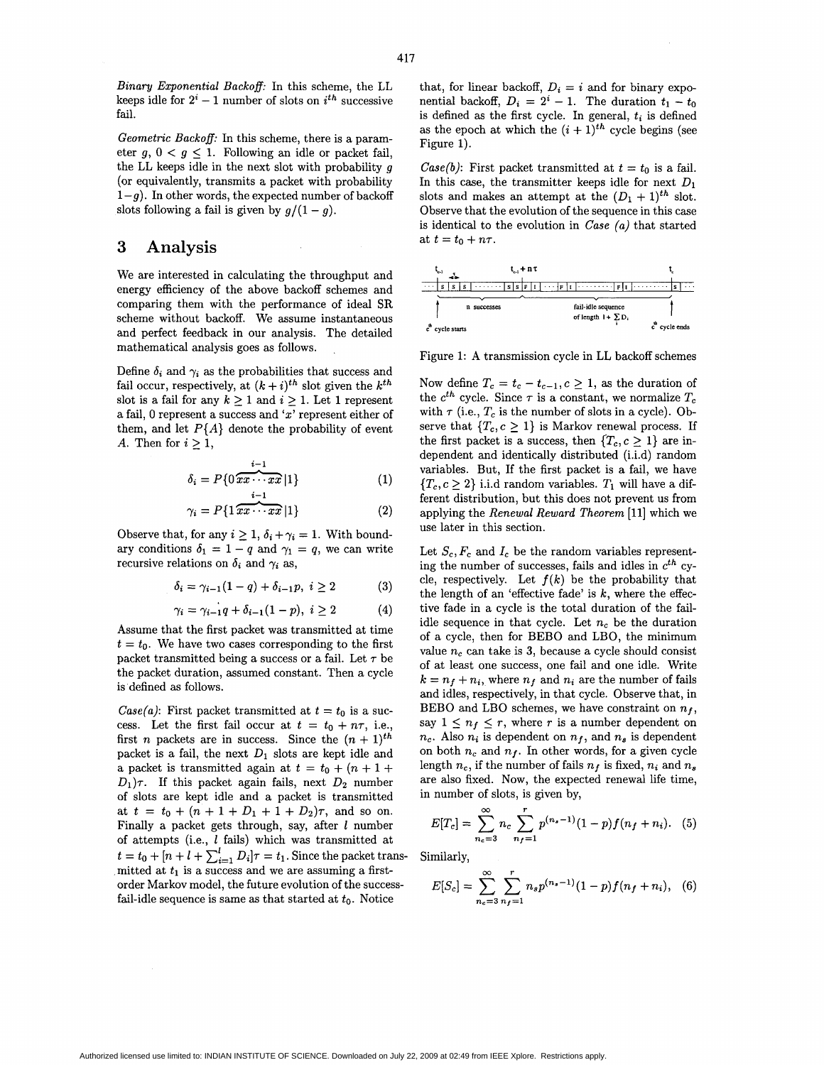*Binary Exponential Backoff:* In this scheme, the LL keeps idle for $2^i - 1$ number of slots on $i^{th}$ successive fail.

*Geometric Backoff:* In this scheme, there is a parameter $g$, $0 < g \leq 1$. Following an idle or packet fail, the LL keeps idle in the next slot with probability $g$ (or equivalently, transmits a packet with probability $1-g$). In other words, the expected number of backoff slots following a fail is given by $g/(1-g)$.

# 3 Analysis

We are interested in calculating the throughput and energy efficiency of the above backoff schemes and comparing them with the performance of ideal SR scheme without backoff. We assume instantaneous and perfect feedback in our analysis. The detailed mathematical analysis goes as follows.

Define $\delta_i$ and $\gamma_i$ as the probabilities that success and fail occur, respectively, at $(k+i)^{th}$ slot given the $k^{th}$ slot is a fail for any $k \geq 1$ and $i \geq 1$. Let 1 represent a fail, 0 represent a success and '$x$' represent either of them, and let $P\{A\}$ denote the probability of event $A$. Then for $i \geq 1$,

$$\delta_i = P\{0\overbrace{xx\cdots xx}^{i-1}|1\} \quad (1)$$

$$\gamma_i = P\{1\overbrace{xx\cdots xx}^{i-1}|1\} \quad (2)$$

Observe that, for any $i \geq 1$, $\delta_i + \gamma_i = 1$. With boundary conditions $\delta_1 = 1 - q$ and $\gamma_1 = q$, we can write recursive relations on $\delta_i$ and $\gamma_i$ as,

$$\delta_i = \gamma_{i-1}(1-q) + \delta_{i-1}p, \; i \geq 2 \quad (3)$$

$$\gamma_i = \gamma_{i-1}q + \delta_{i-1}(1-p), \; i \geq 2 \quad (4)$$

Assume that the first packet was transmitted at time $t = t_0$. We have two cases corresponding to the first packet transmitted being a success or a fail. Let $\tau$ be the packet duration, assumed constant. Then a cycle is defined as follows.

*Case(a):* First packet transmitted at $t = t_0$ is a success. Let the first fail occur at $t = t_0 + n\tau$, i.e., first $n$ packets are in success. Since the $(n+1)^{th}$ packet is a fail, the next $D_1$ slots are kept idle and a packet is transmitted again at $t = t_0 + (n + 1 + D_1)\tau$. If this packet again fails, next $D_2$ number of slots are kept idle and a packet is transmitted at $t = t_0 + (n + 1 + D_1 + 1 + D_2)\tau$, and so on. Finally a packet gets through, say, after $l$ number of attempts (i.e., $l$ fails) which was transmitted at $t = t_0 + [n + l + \sum_{i=1}^{l} D_i]\tau = t_1$. Since the packet transmitted at $t_1$ is a success and we are assuming a first-order Markov model, the future evolution of the success-fail-idle sequence is same as that started at $t_0$. Notice that, for linear backoff, $D_i = i$ and for binary exponential backoff, $D_i = 2^i - 1$. The duration $t_1 - t_0$ is defined as the first cycle. In general, $t_i$ is defined as the epoch at which the $(i+1)^{th}$ cycle begins (see Figure 1).

*Case(b):* First packet transmitted at $t = t_0$ is a fail. In this case, the transmitter keeps idle for next $D_1$ slots and makes an attempt at the $(D_1 + 1)^{th}$ slot. Observe that the evolution of the sequence in this case is identical to the evolution in *Case (a)* that started at $t = t_0 + n\tau$.

Figure 1: A transmission cycle in LL backoff schemes

Now define $T_c = t_c - t_{c-1}, c \geq 1$, as the duration of the $c^{th}$ cycle. Since $\tau$ is a constant, we normalize $T_c$ with $\tau$ (i.e., $T_c$ is the number of slots in a cycle). Observe that $\{T_c, c \geq 1\}$ is Markov renewal process. If the first packet is a success, then $\{T_c, c \geq 1\}$ are independent and identically distributed (i.i.d) random variables. But, If the first packet is a fail, we have $\{T_c, c \geq 2\}$ i.i.d random variables. $T_1$ will have a different distribution, but this does not prevent us from applying the *Renewal Reward Theorem* [11] which we use later in this section.

Let $S_c, F_c$ and $I_c$ be the random variables representing the number of successes, fails and idles in $c^{th}$ cycle, respectively. Let $f(k)$ be the probability that the length of an 'effective fade' is $k$, where the effective fade in a cycle is the total duration of the fail-idle sequence in that cycle. Let $n_c$ be the duration of a cycle, then for BEBO and LBO, the minimum value $n_c$ can take is 3, because a cycle should consist of at least one success, one fail and one idle. Write $k = n_f + n_i$, where $n_f$ and $n_i$ are the number of fails and idles, respectively, in that cycle. Observe that, in BEBO and LBO schemes, we have constraint on $n_f$, say $1 \leq n_f \leq r$, where $r$ is a number dependent on $n_c$. Also $n_i$ is dependent on $n_f$, and $n_s$ is dependent on both $n_c$ and $n_f$. In other words, for a given cycle length $n_c$, if the number of fails $n_f$ is fixed, $n_i$ and $n_s$ are also fixed. Now, the expected renewal life time, in number of slots, is given by,

$$E[T_c] = \sum_{n_c=3}^{\infty} n_c \sum_{n_f=1}^{r} p^{(n_s-1)}(1-p)f(n_f + n_i). \quad (5)$$

Similarly,

$$E[S_c] = \sum_{n_c=3}^{\infty} \sum_{n_f=1}^{r} n_s p^{(n_s-1)}(1-p)f(n_f + n_i), \quad (6)$$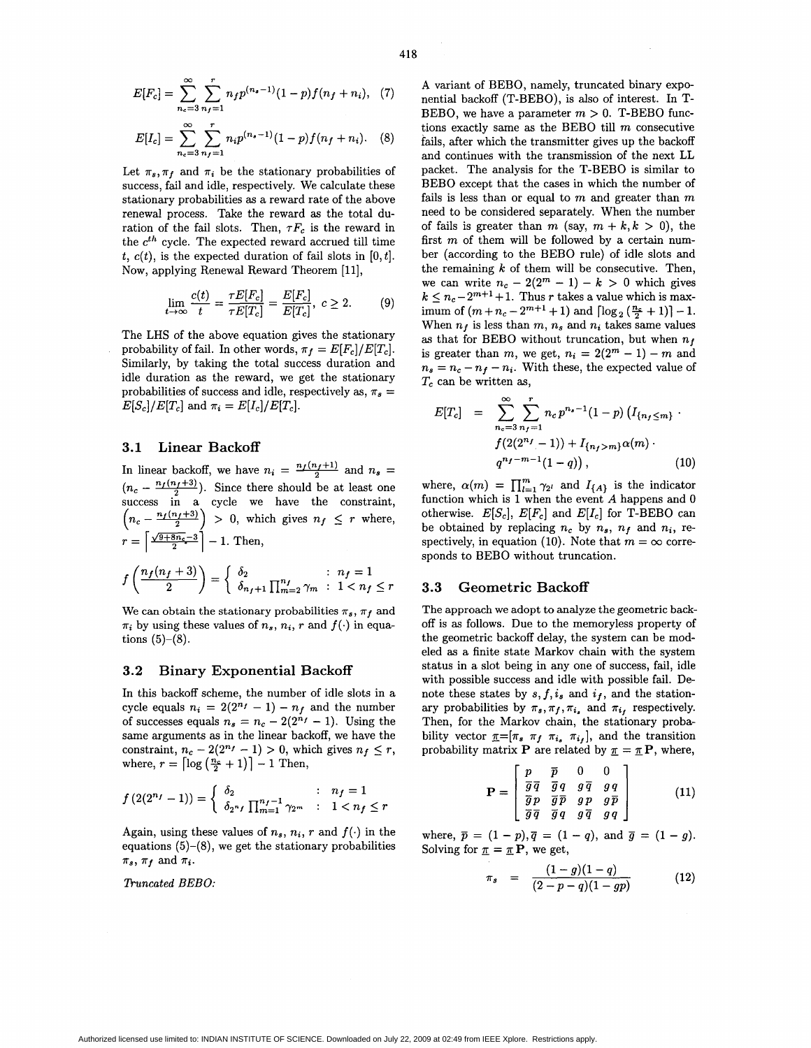$$E[F_c] = \sum_{n_c=3}^{\infty} \sum_{n_f=1}^{r} n_f p^{(n_s-1)}(1-p) f(n_f + n_i), \quad (7)$$

$$E[I_c] = \sum_{n_c=3}^{\infty} \sum_{n_f=1}^{r} n_i p^{(n_s-1)}(1-p) f(n_f + n_i). \quad (8)$$

Let $\pi_s, \pi_f$ and $\pi_i$ be the stationary probabilities of success, fail and idle, respectively. We calculate these stationary probabilities as a reward rate of the above renewal process. Take the reward as the total duration of the fail slots. Then, $\tau F_c$ is the reward in the $c^{th}$ cycle. The expected reward accrued till time $t$, $c(t)$, is the expected duration of fail slots in $[0, t]$. Now, applying Renewal Reward Theorem [11],

$$\lim_{t \to \infty} \frac{c(t)}{t} = \frac{\tau E[F_c]}{\tau E[T_c]} = \frac{E[F_c]}{E[T_c]}, \ c \geq 2. \quad (9)$$

The LHS of the above equation gives the stationary probability of fail. In other words, $\pi_f = E[F_c]/E[T_c]$. Similarly, by taking the total success duration and idle duration as the reward, we get the stationary probabilities of success and idle, respectively as, $\pi_s = E[S_c]/E[T_c]$ and $\pi_i = E[I_c]/E[T_c]$.

### 3.1 Linear Backoff

In linear backoff, we have $n_i = \frac{n_f(n_f+1)}{2}$ and $n_s = (n_c - \frac{n_f(n_f+3)}{2})$. Since there should be at least one success in a cycle we have the constraint, $\left(n_c - \frac{n_f(n_f+3)}{2}\right) > 0$, which gives $n_f \leq r$ where, $r = \left\lceil \frac{\sqrt{9+8n_c}-3}{2} \right\rceil - 1$. Then,

$$f\left(\frac{n_f(n_f+3)}{2}\right) = \begin{cases} \delta_2 & : n_f = 1 \\ \delta_{n_f+1} \prod_{m=2}^{n_f} \gamma_m & : 1 < n_f \leq r \end{cases}$$

We can obtain the stationary probabilities $\pi_s$, $\pi_f$ and $\pi_i$ by using these values of $n_s$, $n_i$, $r$ and $f(\cdot)$ in equations (5)–(8).

### 3.2 Binary Exponential Backoff

In this backoff scheme, the number of idle slots in a cycle equals $n_i = 2(2^{n_f} - 1) - n_f$ and the number of successes equals $n_s = n_c - 2(2^{n_f} - 1)$. Using the same arguments as in the linear backoff, we have the constraint, $n_c - 2(2^{n_f} - 1) > 0$, which gives $n_f \leq r$, where, $r = \lceil \log\left(\frac{n_c}{2} + 1\right) \rceil - 1$ Then,

$$f\left(2(2^{n_f} - 1)\right) = \begin{cases} \delta_2 & : n_f = 1 \\ \delta_{2^{n_f}} \prod_{m=1}^{n_f-1} \gamma_{2^m} & : 1 < n_f \leq r \end{cases}$$

Again, using these values of $n_s$, $n_i$, $r$ and $f(\cdot)$ in the equations (5)–(8), we get the stationary probabilities $\pi_s$, $\pi_f$ and $\pi_i$.

*Truncated BEBO:*

A variant of BEBO, namely, truncated binary exponential backoff (T-BEBO), is also of interest. In T-BEBO, we have a parameter $m > 0$. T-BEBO functions exactly same as the BEBO till $m$ consecutive fails, after which the transmitter gives up the backoff and continues with the transmission of the next LL packet. The analysis for the T-BEBO is similar to BEBO except that the cases in which the number of fails is less than or equal to $m$ and greater than $m$ need to be considered separately. When the number of fails is greater than $m$ (say, $m + k, k > 0$), the first $m$ of them will be followed by a certain number (according to the BEBO rule) of idle slots and the remaining $k$ of them will be consecutive. Then, we can write $n_c - 2(2^m - 1) - k > 0$ which gives $k \leq n_c - 2^{m+1} + 1$. Thus $r$ takes a value which is maximum of $(m + n_c - 2^{m+1} + 1)$ and $\lceil \log_2\left(\frac{n_c}{2} + 1\right) \rceil - 1$. When $n_f$ is less than $m$, $n_s$ and $n_i$ takes same values as that for BEBO without truncation, but when $n_f$ is greater than $m$, we get, $n_i = 2(2^m - 1) - m$ and $n_s = n_c - n_f - n_i$. With these, the expected value of $T_c$ can be written as,

$$\begin{aligned} E[T_c] \ = \ & \sum_{n_c=3}^{\infty} \sum_{n_f=1}^{r} n_c p^{n_s-1}(1-p) \left(I_{\{n_f \leq m\}} \cdot \right. \\ & f(2(2^{n_f} - 1)) + I_{\{n_f > m\}} \alpha(m) \cdot \\ & \left. q^{n_f - m - 1}(1 - q)\right), \end{aligned} \quad (10)$$

where, $\alpha(m) = \prod_{l=1}^{m} \gamma_{2^l}$ and $I_{\{A\}}$ is the indicator function which is 1 when the event $A$ happens and 0 otherwise. $E[S_c]$, $E[F_c]$ and $E[I_c]$ for T-BEBO can be obtained by replacing $n_c$ by $n_s$, $n_f$ and $n_i$, respectively, in equation (10). Note that $m = \infty$ corresponds to BEBO without truncation.

### 3.3 Geometric Backoff

The approach we adopt to analyze the geometric backoff is as follows. Due to the memoryless property of the geometric backoff delay, the system can be modeled as a finite state Markov chain with the system status in a slot being in any one of success, fail, idle with possible success and idle with possible fail. Denote these states by $s, f, i_s$ and $i_f$, and the stationary probabilities by $\pi_s, \pi_f, \pi_{i_s}$ and $\pi_{i_f}$ respectively. Then, for the Markov chain, the stationary probability vector $\underline{\pi}$=[$\pi_s$ $\pi_f$ $\pi_{i_s}$ $\pi_{i_f}$], and the transition probability matrix $\mathbf{P}$ are related by $\underline{\pi} = \underline{\pi}\mathbf{P}$, where,

$$\mathbf{P} = \begin{bmatrix} p & \overline{p} & 0 & 0 \\ \overline{g}\overline{q} & \overline{g}q & g\overline{q} & gq \\ \overline{g}p & \overline{g}\overline{p} & gp & g\overline{p} \\ \overline{g}\overline{q} & \overline{g}q & g\overline{q} & gq \end{bmatrix} \quad (11)$$

where, $\overline{p} = (1-p), \overline{q} = (1-q)$, and $\overline{g} = (1-g)$. Solving for $\underline{\pi} = \underline{\pi}\mathbf{P}$, we get,

$$\pi_s = \frac{(1-g)(1-q)}{(2-p-q)(1-gp)} \quad (12)$$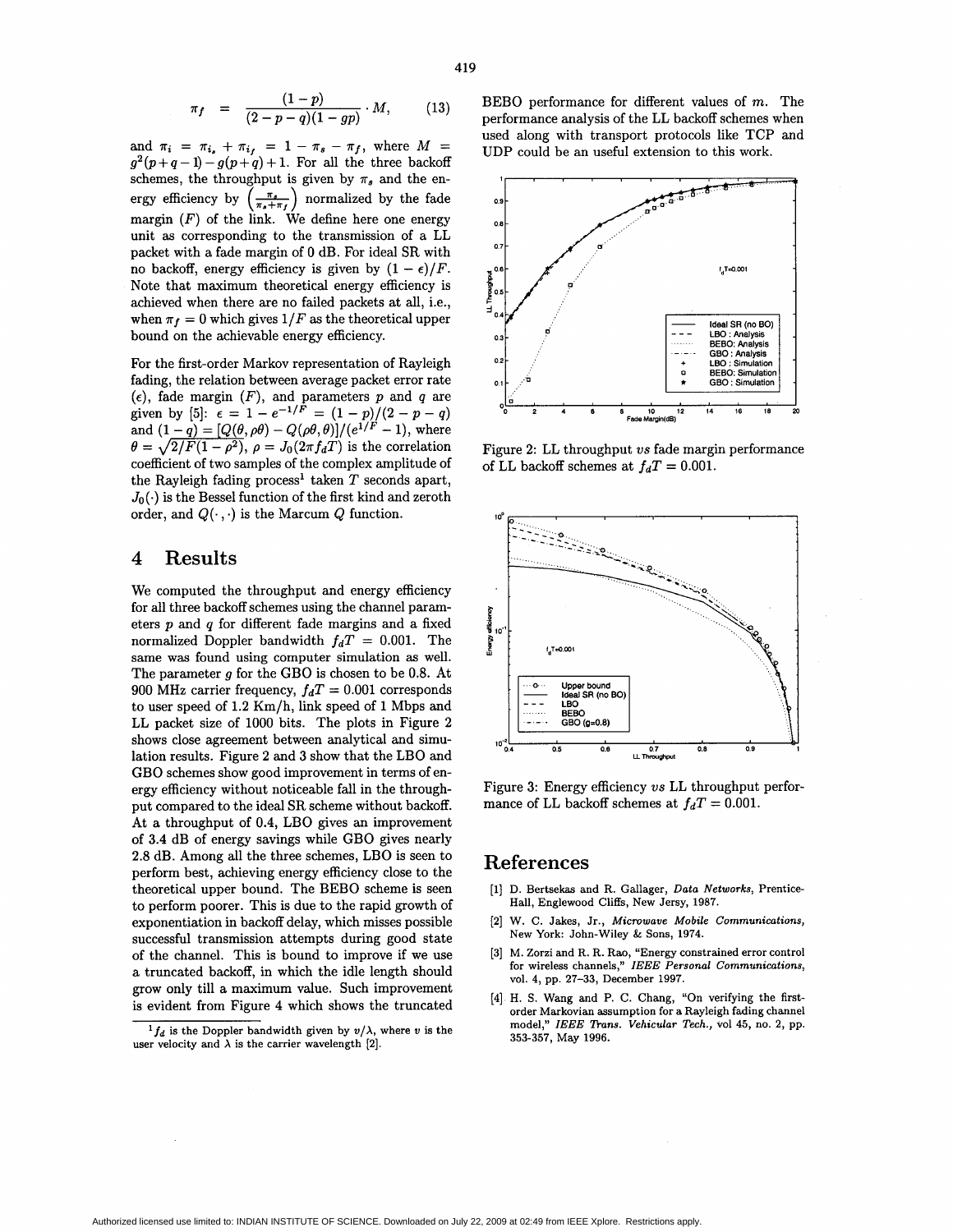$$\pi_f = \frac{(1-p)}{(2-p-q)(1-gp)} \cdot M, \quad (13)$$

and $\pi_i = \pi_{i_s} + \pi_{i_f} = 1 - \pi_s - \pi_f$, where $M = g^2(p+q-1) - g(p+q) + 1$. For all the three backoff schemes, the throughput is given by $\pi_s$ and the energy efficiency by $\left(\frac{\pi_s}{\pi_s+\pi_f}\right)$ normalized by the fade margin ($F$) of the link. We define here one energy unit as corresponding to the transmission of a LL packet with a fade margin of 0 dB. For ideal SR with no backoff, energy efficiency is given by $(1-\epsilon)/F$. Note that maximum theoretical energy efficiency is achieved when there are no failed packets at all, i.e., when $\pi_f = 0$ which gives $1/F$ as the theoretical upper bound on the achievable energy efficiency.

For the first-order Markov representation of Rayleigh fading, the relation between average packet error rate ($\epsilon$), fade margin ($F$), and parameters $p$ and $q$ are given by [5]: $\epsilon = 1 - e^{-1/F} = (1-p)/(2-p-q)$ and $(1-q) = [Q(\theta, \rho\theta) - Q(\rho\theta, \theta)]/(e^{1/F} - 1)$, where $\theta = \sqrt{2/F(1-\rho^2)}$, $\rho = J_0(2\pi f_d T)$ is the correlation coefficient of two samples of the complex amplitude of the Rayleigh fading process[1] taken $T$ seconds apart, $J_0(\cdot)$ is the Bessel function of the first kind and zeroth order, and $Q(\cdot,\cdot)$ is the Marcum $Q$ function.

# 4 Results

We computed the throughput and energy efficiency for all three backoff schemes using the channel parameters $p$ and $q$ for different fade margins and a fixed normalized Doppler bandwidth $f_dT = 0.001$. The same was found using computer simulation as well. The parameter $g$ for the GBO is chosen to be 0.8. At 900 MHz carrier frequency, $f_dT = 0.001$ corresponds to user speed of 1.2 Km/h, link speed of 1 Mbps and LL packet size of 1000 bits. The plots in Figure 2 shows close agreement between analytical and simulation results. Figure 2 and 3 show that the LBO and GBO schemes show good improvement in terms of energy efficiency without noticeable fall in the throughput compared to the ideal SR scheme without backoff. At a throughput of 0.4, LBO gives an improvement of 3.4 dB of energy savings while GBO gives nearly 2.8 dB. Among all the three schemes, LBO is seen to perform best, achieving energy efficiency close to the theoretical upper bound. The BEBO scheme is seen to perform poorer. This is due to the rapid growth of exponentiation in backoff delay, which misses possible successful transmission attempts during good state of the channel. This is bound to improve if we use a truncated backoff, in which the idle length should grow only till a maximum value. Such improvement is evident from Figure 4 which shows the truncated BEBO performance for different values of $m$. The performance analysis of the LL backoff schemes when used along with transport protocols like TCP and UDP could be an useful extension to this work.

[1] $f_d$ is the Doppler bandwidth given by $v/\lambda$, where $v$ is the user velocity and $\lambda$ is the carrier wavelength [2].

Figure 2: LL throughput *vs* fade margin performance of LL backoff schemes at $f_dT = 0.001$.

Figure 3: Energy efficiency *vs* LL throughput performance of LL backoff schemes at $f_dT = 0.001$.

# References

[1] D. Bertsekas and R. Gallager, *Data Networks*, Prentice-Hall, Englewood Cliffs, New Jersy, 1987.

[2] W. C. Jakes, Jr., *Microwave Mobile Communications*, New York: John-Wiley & Sons, 1974.

[3] M. Zorzi and R. R. Rao, "Energy constrained error control for wireless channels," *IEEE Personal Communications*, vol. 4, pp. 27–33, December 1997.

[4] H. S. Wang and P. C. Chang, "On verifying the first-order Markovian assumption for a Rayleigh fading channel model," *IEEE Trans. Vehicular Tech.*, vol 45, no. 2, pp. 353-357, May 1996.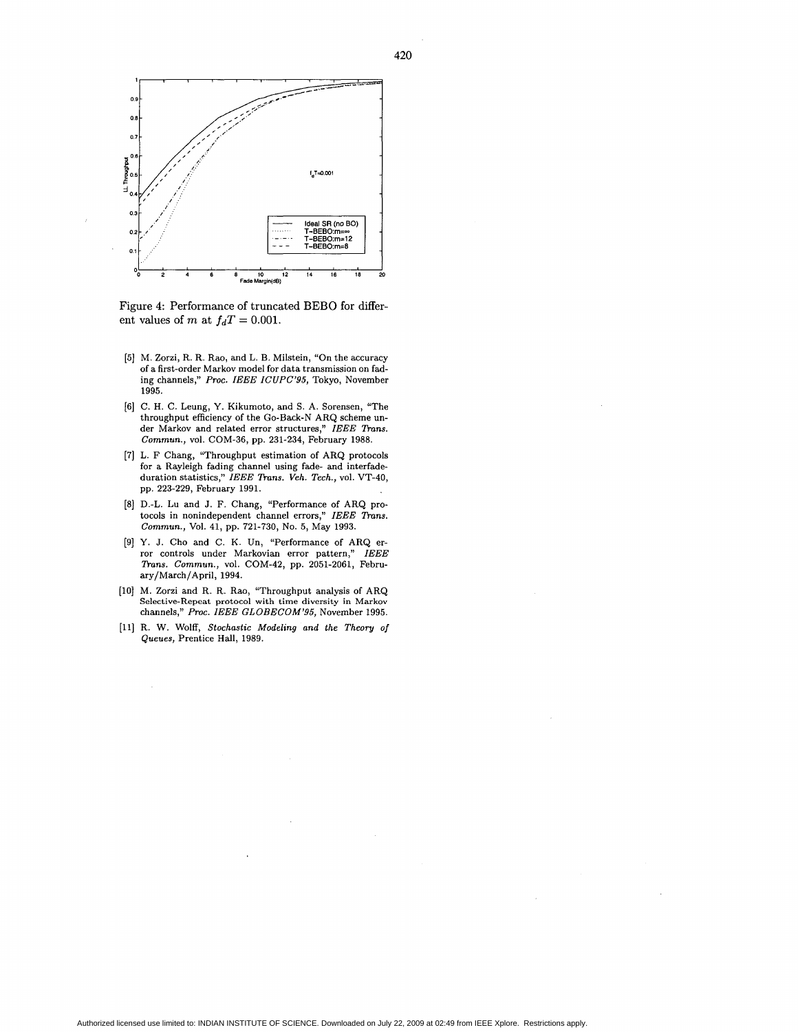1

0.9

0.8

0.7

0.6

0.5

0.4

0.3

0.2

0.1

0

0 2 4 6 8 10 12 14 16 18 20

Fade Margin(dB)

LL Throughput

$f_dT$=0.001

Ideal SR (no BO)
T-BEBO:m=∞
T-BEBO:m=12
T-BEBO:m=8

Figure 4: Performance of truncated BEBO for different values of $m$ at $f_dT = 0.001$.

[5] M. Zorzi, R. R. Rao, and L. B. Milstein, "On the accuracy of a first-order Markov model for data transmission on fading channels," *Proc. IEEE ICUPC'95,* Tokyo, November 1995.

[6] C. H. C. Leung, Y. Kikumoto, and S. A. Sorensen, "The throughput efficiency of the Go-Back-N ARQ scheme under Markov and related error structures," *IEEE Trans. Commun.,* vol. COM-36, pp. 231-234, February 1988.

[7] L. F Chang, "Throughput estimation of ARQ protocols for a Rayleigh fading channel using fade- and interfade-duration statistics," *IEEE Trans. Veh. Tech.,* vol. VT-40, pp. 223-229, February 1991.

[8] D.-L. Lu and J. F. Chang, "Performance of ARQ protocols in nonindependent channel errors," *IEEE Trans. Commun.,* Vol. 41, pp. 721-730, No. 5, May 1993.

[9] Y. J. Cho and C. K. Un, "Performance of ARQ error controls under Markovian error pattern," *IEEE Trans. Commun.,* vol. COM-42, pp. 2051-2061, February/March/April, 1994.

[10] M. Zorzi and R. R. Rao, "Throughput analysis of ARQ Selective-Repeat protocol with time diversity in Markov channels," *Proc. IEEE GLOBECOM'95,* November 1995.

[11] R. W. Wolff, *Stochastic Modeling and the Theory of Queues,* Prentice Hall, 1989.